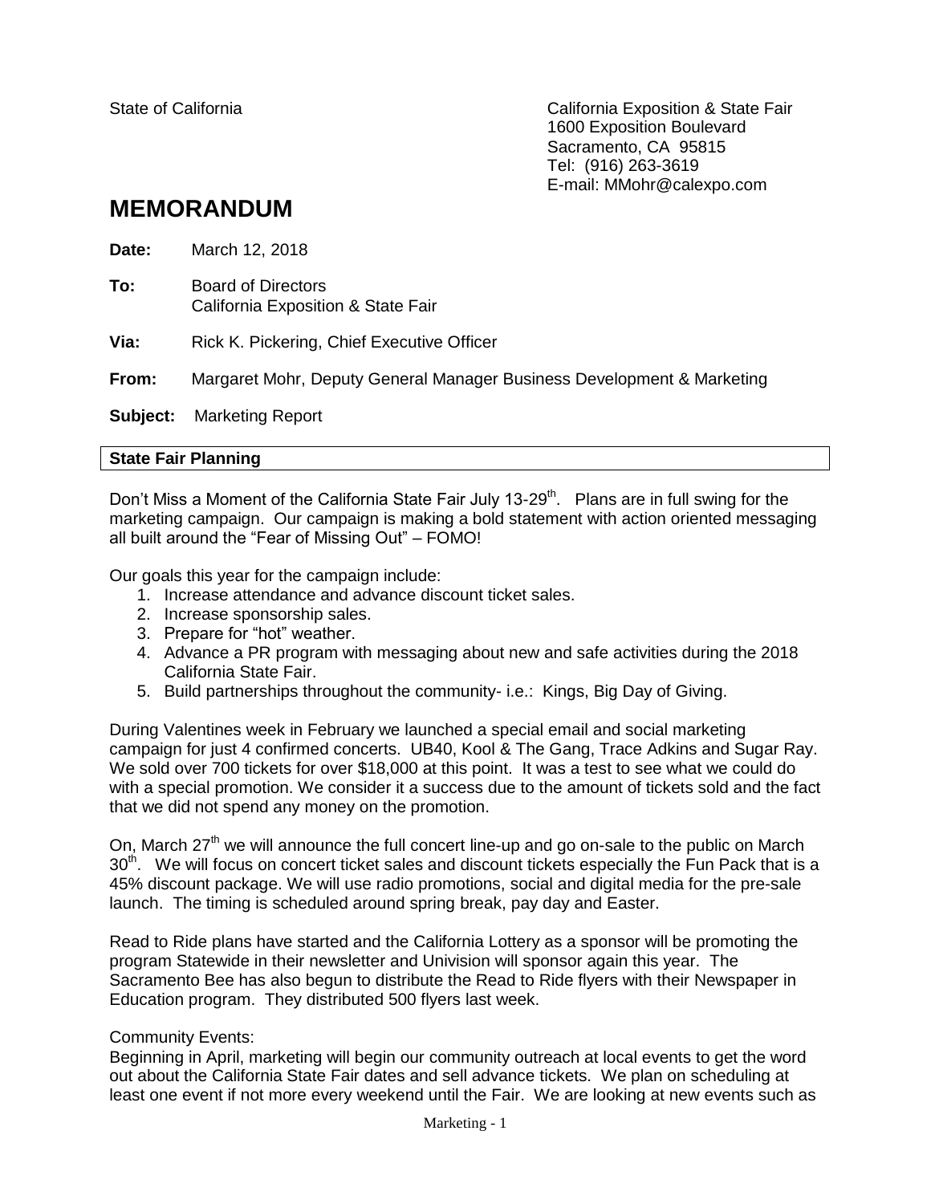State of California

California Exposition & State Fair
1600 Exposition Boulevard
Sacramento, CA 95815
Tel: (916) 263-3619
E-mail: MMohr@calexpo.com

# MEMORANDUM

**Date:** March 12, 2018

**To:** Board of Directors
California Exposition & State Fair

**Via:** Rick K. Pickering, Chief Executive Officer

**From:** Margaret Mohr, Deputy General Manager Business Development & Marketing

**Subject:** Marketing Report

## State Fair Planning

Don't Miss a Moment of the California State Fair July 13-29th. Plans are in full swing for the marketing campaign. Our campaign is making a bold statement with action oriented messaging all built around the "Fear of Missing Out" – FOMO!

Our goals this year for the campaign include:

1. Increase attendance and advance discount ticket sales.
2. Increase sponsorship sales.
3. Prepare for "hot" weather.
4. Advance a PR program with messaging about new and safe activities during the 2018 California State Fair.
5. Build partnerships throughout the community- i.e.: Kings, Big Day of Giving.

During Valentines week in February we launched a special email and social marketing campaign for just 4 confirmed concerts. UB40, Kool & The Gang, Trace Adkins and Sugar Ray. We sold over 700 tickets for over $18,000 at this point. It was a test to see what we could do with a special promotion. We consider it a success due to the amount of tickets sold and the fact that we did not spend any money on the promotion.

On, March 27th we will announce the full concert line-up and go on-sale to the public on March 30th. We will focus on concert ticket sales and discount tickets especially the Fun Pack that is a 45% discount package. We will use radio promotions, social and digital media for the pre-sale launch. The timing is scheduled around spring break, pay day and Easter.

Read to Ride plans have started and the California Lottery as a sponsor will be promoting the program Statewide in their newsletter and Univision will sponsor again this year. The Sacramento Bee has also begun to distribute the Read to Ride flyers with their Newspaper in Education program. They distributed 500 flyers last week.

Community Events:
Beginning in April, marketing will begin our community outreach at local events to get the word out about the California State Fair dates and sell advance tickets. We plan on scheduling at least one event if not more every weekend until the Fair. We are looking at new events such as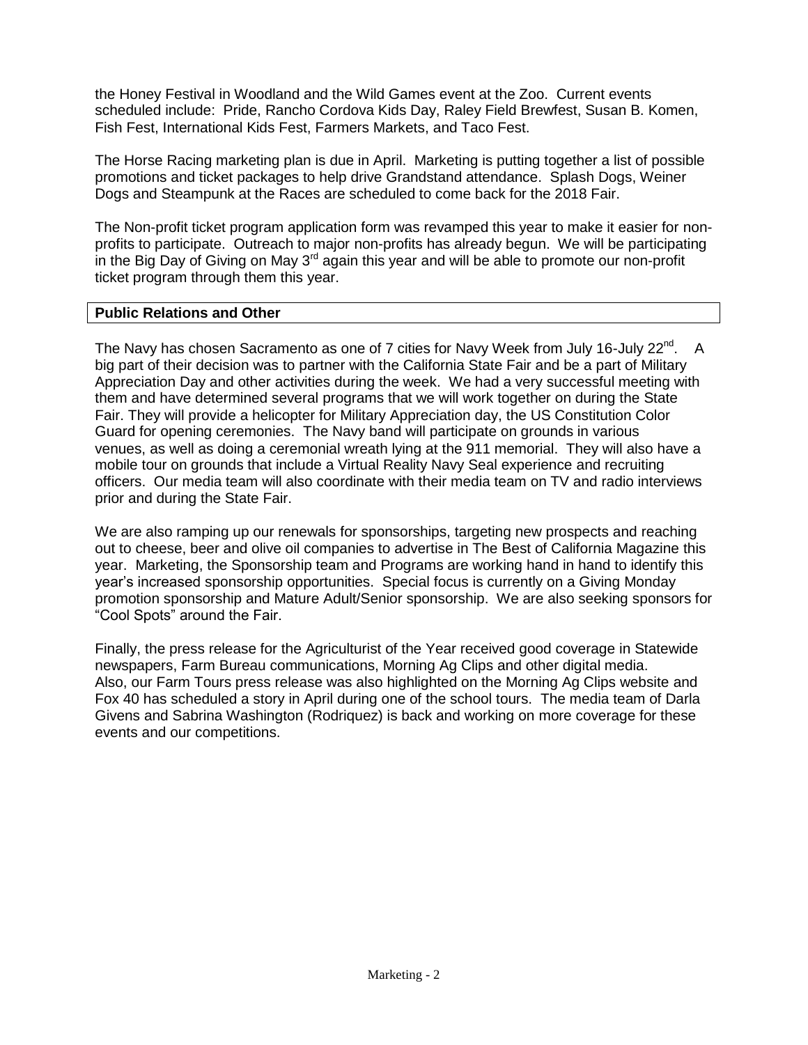the Honey Festival in Woodland and the Wild Games event at the Zoo. Current events scheduled include: Pride, Rancho Cordova Kids Day, Raley Field Brewfest, Susan B. Komen, Fish Fest, International Kids Fest, Farmers Markets, and Taco Fest.

The Horse Racing marketing plan is due in April. Marketing is putting together a list of possible promotions and ticket packages to help drive Grandstand attendance. Splash Dogs, Weiner Dogs and Steampunk at the Races are scheduled to come back for the 2018 Fair.

The Non-profit ticket program application form was revamped this year to make it easier for non-profits to participate. Outreach to major non-profits has already begun. We will be participating in the Big Day of Giving on May 3rd again this year and will be able to promote our non-profit ticket program through them this year.

## Public Relations and Other

The Navy has chosen Sacramento as one of 7 cities for Navy Week from July 16-July 22nd. A big part of their decision was to partner with the California State Fair and be a part of Military Appreciation Day and other activities during the week. We had a very successful meeting with them and have determined several programs that we will work together on during the State Fair. They will provide a helicopter for Military Appreciation day, the US Constitution Color Guard for opening ceremonies. The Navy band will participate on grounds in various venues, as well as doing a ceremonial wreath lying at the 911 memorial. They will also have a mobile tour on grounds that include a Virtual Reality Navy Seal experience and recruiting officers. Our media team will also coordinate with their media team on TV and radio interviews prior and during the State Fair.

We are also ramping up our renewals for sponsorships, targeting new prospects and reaching out to cheese, beer and olive oil companies to advertise in The Best of California Magazine this year. Marketing, the Sponsorship team and Programs are working hand in hand to identify this year's increased sponsorship opportunities. Special focus is currently on a Giving Monday promotion sponsorship and Mature Adult/Senior sponsorship. We are also seeking sponsors for "Cool Spots" around the Fair.

Finally, the press release for the Agriculturist of the Year received good coverage in Statewide newspapers, Farm Bureau communications, Morning Ag Clips and other digital media. Also, our Farm Tours press release was also highlighted on the Morning Ag Clips website and Fox 40 has scheduled a story in April during one of the school tours. The media team of Darla Givens and Sabrina Washington (Rodriquez) is back and working on more coverage for these events and our competitions.